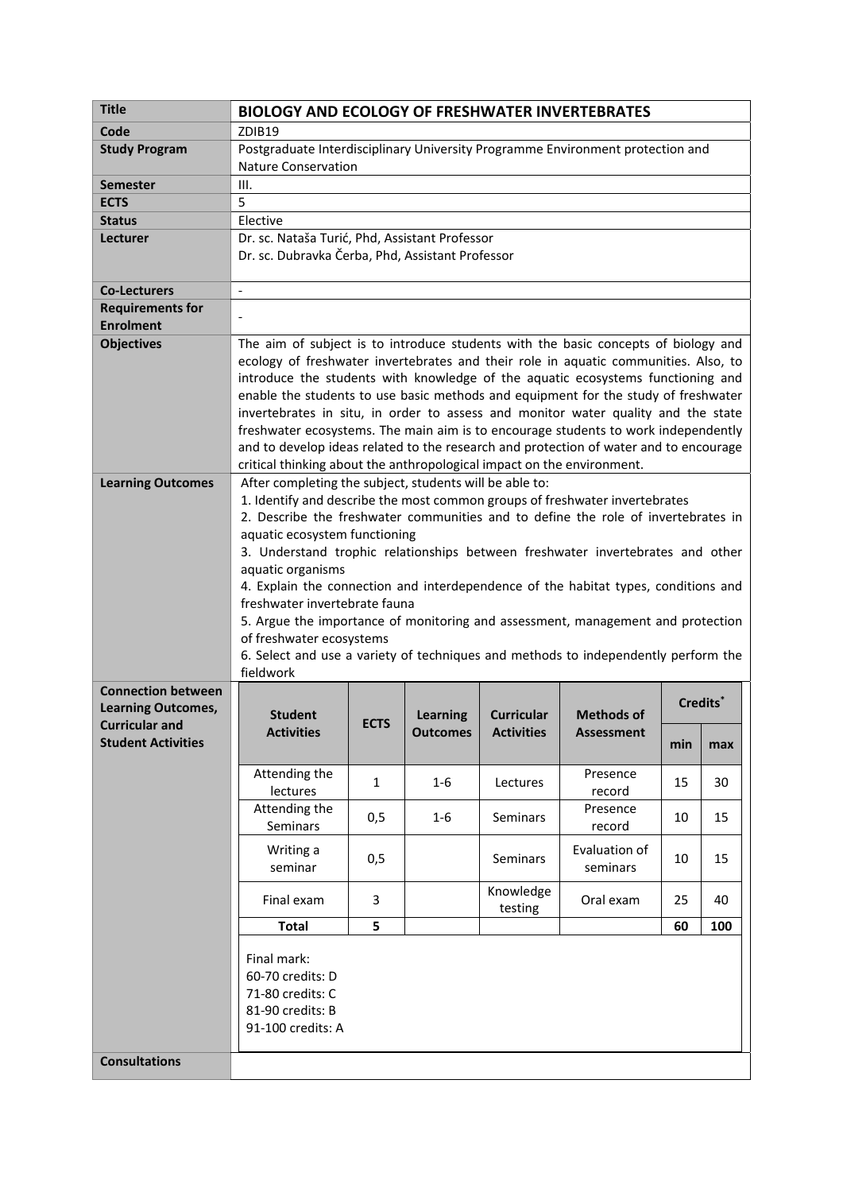| | |
|---|---|
| **Title** | **BIOLOGY AND ECOLOGY OF FRESHWATER INVERTEBRATES** |
| **Code** | ZDIB19 |
| **Study Program** | Postgraduate Interdisciplinary University Programme Environment protection and Nature Conservation |
| **Semester** | III. |
| **ECTS** | 5 |
| **Status** | Elective |
| **Lecturer** | Dr. sc. Nataša Turić, Phd, Assistant Professor<br>Dr. sc. Dubravka Čerba, Phd, Assistant Professor |
| **Co-Lecturers** | - |
| **Requirements for Enrolment** | - |
| **Objectives** | The aim of subject is to introduce students with the basic concepts of biology and ecology of freshwater invertebrates and their role in aquatic communities. Also, to introduce the students with knowledge of the aquatic ecosystems functioning and enable the students to use basic methods and equipment for the study of freshwater invertebrates in situ, in order to assess and monitor water quality and the state freshwater ecosystems. The main aim is to encourage students to work independently and to develop ideas related to the research and protection of water and to encourage critical thinking about the anthropological impact on the environment. |
| **Learning Outcomes** | After completing the subject, students will be able to:<br>1. Identify and describe the most common groups of freshwater invertebrates<br>2. Describe the freshwater communities and to define the role of invertebrates in aquatic ecosystem functioning<br>3. Understand trophic relationships between freshwater invertebrates and other aquatic organisms<br>4. Explain the connection and interdependence of the habitat types, conditions and freshwater invertebrate fauna<br>5. Argue the importance of monitoring and assessment, management and protection of freshwater ecosystems<br>6. Select and use a variety of techniques and methods to independently perform the fieldwork |

**Connection between Learning Outcomes, Curricular and Student Activities**

| Student Activities | ECTS | Learning Outcomes | Curricular Activities | Methods of Assessment | Credits* | |
|---|---|---|---|---|---|---|
| | | | | | min | max |
| Attending the lectures | 1 | 1-6 | Lectures | Presence record | 15 | 30 |
| Attending the Seminars | 0,5 | 1-6 | Seminars | Presence record | 10 | 15 |
| Writing a seminar | 0,5 | | Seminars | Evaluation of seminars | 10 | 15 |
| Final exam | 3 | | Knowledge testing | Oral exam | 25 | 40 |
| **Total** | **5** | | | | **60** | **100** |

Final mark:
60-70 credits: D
71-80 credits: C
81-90 credits: B
91-100 credits: A

**Consultations**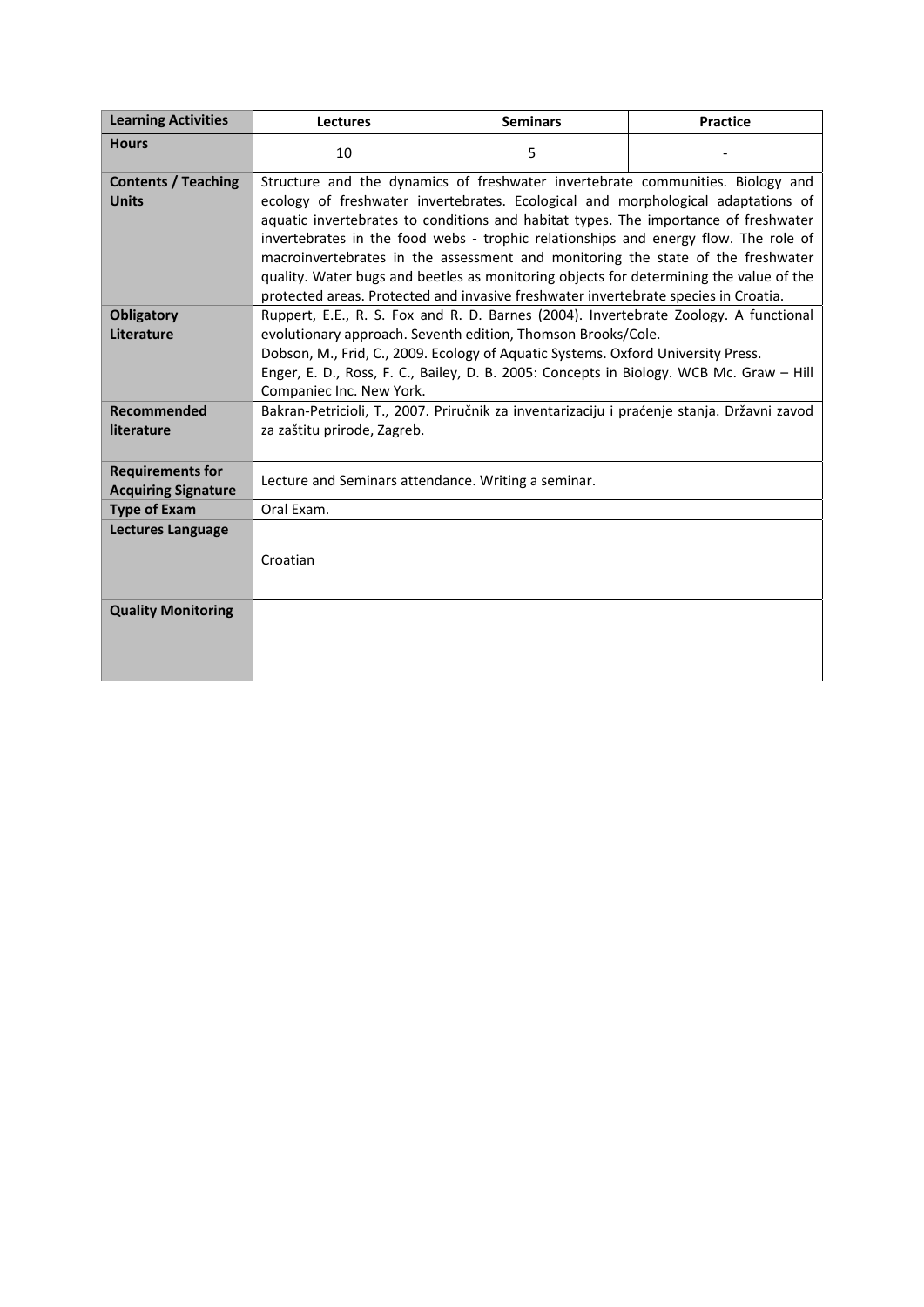| Learning Activities | Lectures | Seminars | Practice |
|---|---|---|---|
| **Hours** | 10 | 5 | - |
| **Contents / Teaching Units** | Structure and the dynamics of freshwater invertebrate communities. Biology and ecology of freshwater invertebrates. Ecological and morphological adaptations of aquatic invertebrates to conditions and habitat types. The importance of freshwater invertebrates in the food webs - trophic relationships and energy flow. The role of macroinvertebrates in the assessment and monitoring the state of the freshwater quality. Water bugs and beetles as monitoring objects for determining the value of the protected areas. Protected and invasive freshwater invertebrate species in Croatia. | | |
| **Obligatory Literature** | Ruppert, E.E., R. S. Fox and R. D. Barnes (2004). Invertebrate Zoology. A functional evolutionary approach. Seventh edition, Thomson Brooks/Cole.<br>Dobson, M., Frid, C., 2009. Ecology of Aquatic Systems. Oxford University Press.<br>Enger, E. D., Ross, F. C., Bailey, D. B. 2005: Concepts in Biology. WCB Mc. Graw – Hill Companiec Inc. New York. | | |
| **Recommended literature** | Bakran-Petricioli, T., 2007. Priručnik za inventarizaciju i praćenje stanja. Državni zavod za zaštitu prirode, Zagreb. | | |
| **Requirements for Acquiring Signature** | Lecture and Seminars attendance. Writing a seminar. | | |
| **Type of Exam** | Oral Exam. | | |
| **Lectures Language** | Croatian | | |
| **Quality Monitoring** | | | |